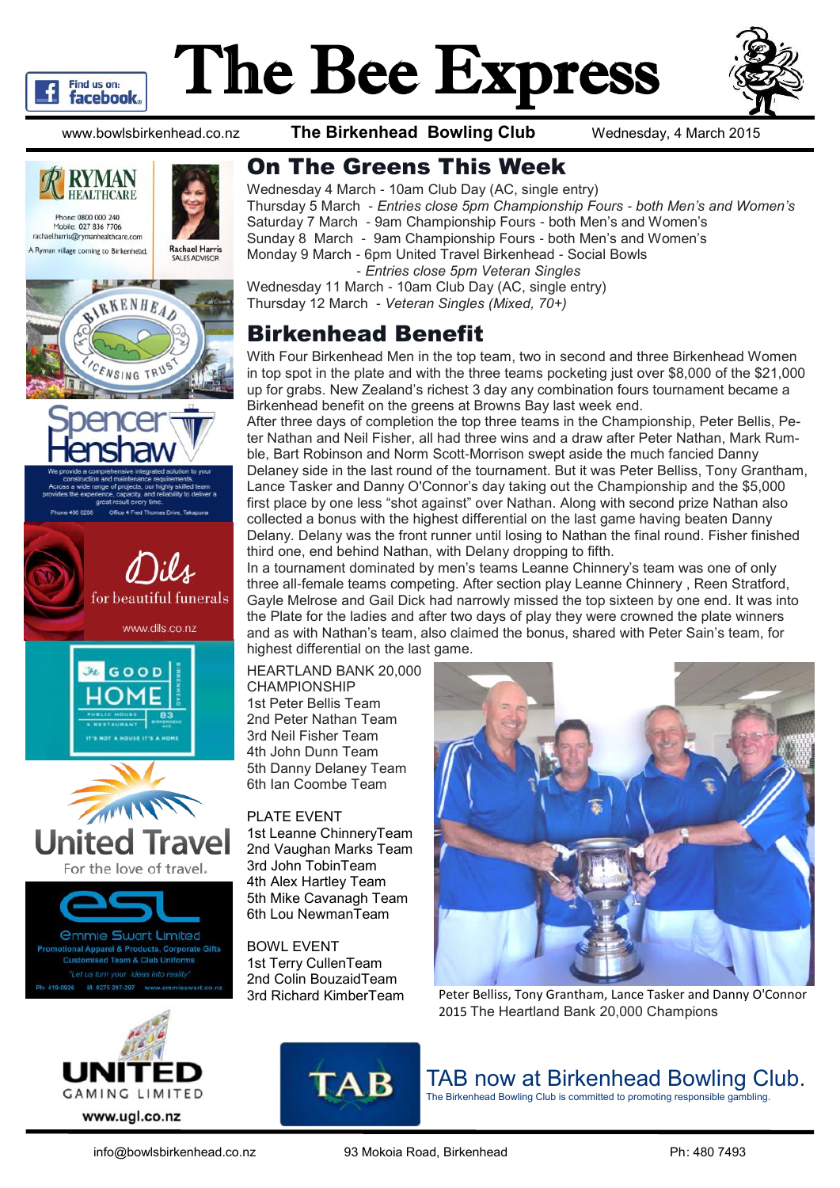# The Bee Express

www.bowlsbirkenhead.co.nz **The Birkenhead Bowling Club** Wednesday, 4 March 2015

## On The Greens This Week

Wednesday 4 March - 10am Club Day (AC, single entry)
Thursday 5 March - *Entries close 5pm Championship Fours - both Men's and Women's*
Saturday 7 March - 9am Championship Fours - both Men's and Women's
Sunday 8 March - 9am Championship Fours - both Men's and Women's
Monday 9 March - 6pm United Travel Birkenhead - Social Bowls
- *Entries close 5pm Veteran Singles*

Wednesday 11 March - 10am Club Day (AC, single entry)
Thursday 12 March - *Veteran Singles (Mixed, 70+)*

## Birkenhead Benefit

With Four Birkenhead Men in the top team, two in second and three Birkenhead Women in top spot in the plate and with the three teams pocketing just over $8,000 of the $21,000 up for grabs. New Zealand's richest 3 day any combination fours tournament became a Birkenhead benefit on the greens at Browns Bay last week end.

After three days of completion the top three teams in the Championship, Peter Bellis, Peter Nathan and Neil Fisher, all had three wins and a draw after Peter Nathan, Mark Rumble, Bart Robinson and Norm Scott-Morrison swept aside the much fancied Danny Delaney side in the last round of the tournament. But it was Peter Belliss, Tony Grantham, Lance Tasker and Danny O'Connor's day taking out the Championship and the $5,000 first place by one less "shot against" over Nathan. Along with second prize Nathan also collected a bonus with the highest differential on the last game having beaten Danny Delany. Delany was the front runner until losing to Nathan the final round. Fisher finished third one, end behind Nathan, with Delany dropping to fifth.

In a tournament dominated by men's teams Leanne Chinnery's team was one of only three all-female teams competing. After section play Leanne Chinnery , Reen Stratford, Gayle Melrose and Gail Dick had narrowly missed the top sixteen by one end. It was into the Plate for the ladies and after two days of play they were crowned the plate winners and as with Nathan's team, also claimed the bonus, shared with Peter Sain's team, for highest differential on the last game.

HEARTLAND BANK 20,000 CHAMPIONSHIP
1st Peter Bellis Team
2nd Peter Nathan Team
3rd Neil Fisher Team
4th John Dunn Team
5th Danny Delaney Team
6th Ian Coombe Team

PLATE EVENT
1st Leanne ChinneryTeam
2nd Vaughan Marks Team
3rd John TobinTeam
4th Alex Hartley Team
5th Mike Cavanagh Team
6th Lou NewmanTeam

BOWL EVENT
1st Terry CullenTeam
2nd Colin BouzaidTeam
3rd Richard KimberTeam

Peter Belliss, Tony Grantham, Lance Tasker and Danny O'Connor 2015 The Heartland Bank 20,000 Champions

RYMAN HEALTHCARE — Phone: 0800 000 240 Mobile: 027 836 7706 rachael.harris@rymanhealthcare.com — A Ryman village coming to Birkenhead. Rachael Harris SALES ADVISOR

Birkenhead Licensing Trust

Spencer Henshaw — We provide a comprehensive integrated solution to your construction and maintenance requirements. Across a wide range of projects, our highly skilled team provides the experience, capacity, and reliability to deliver a great result every time. Phone 456 0256 Office 4 Fred Thomas Drive, Takapuna

Dils for beautiful funerals www.dils.co.nz

The Good Home — Public House & Restaurant — 83 Birkenhead Ave — It's not a house it's a home

United Travel — For the love of travel.

esl Emmie Swart Limited — Promotional Apparel & Products, Corporate Gifts, Customised Team & Club Uniforms — "Let us turn your ideas into reality" — Ph: 419-0926 M: 0275 297-297 www.emmieswart.co.nz

UNITED GAMING LIMITED www.ugl.co.nz

TAB now at Birkenhead Bowling Club.
The Birkenhead Bowling Club is committed to promoting responsible gambling.

info@bowlsbirkenhead.co.nz 93 Mokoia Road, Birkenhead Ph: 480 7493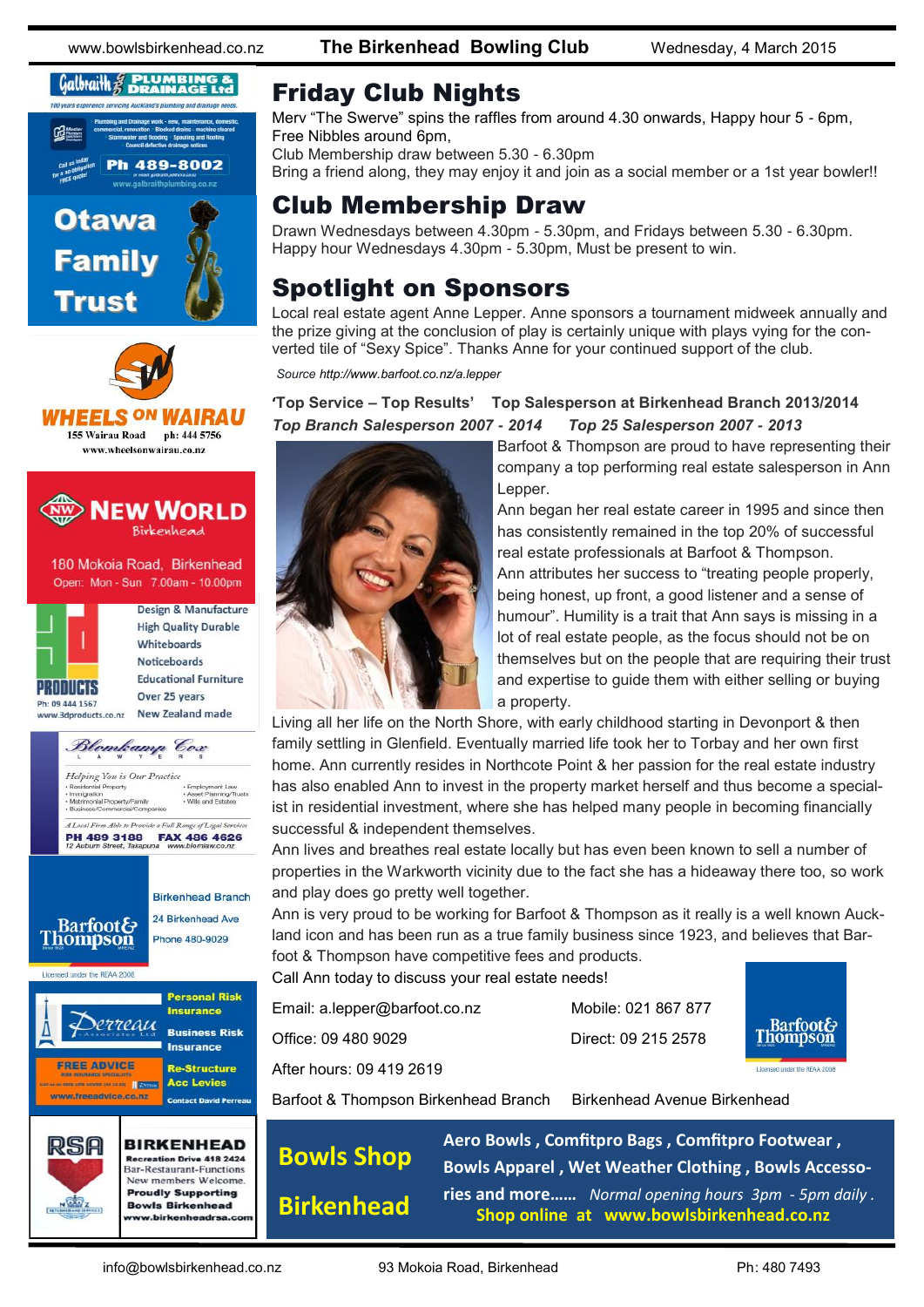# Friday Club Nights

Merv "The Swerve" spins the raffles from around 4.30 onwards, Happy hour 5 - 6pm, Free Nibbles around 6pm,
Club Membership draw between 5.30 - 6.30pm
Bring a friend along, they may enjoy it and join as a social member or a 1st year bowler!!

# Club Membership Draw

Drawn Wednesdays between 4.30pm - 5.30pm, and Fridays between 5.30 - 6.30pm.
Happy hour Wednesdays 4.30pm - 5.30pm, Must be present to win.

# Spotlight on Sponsors

Local real estate agent Anne Lepper. Anne sponsors a tournament midweek annually and the prize giving at the conclusion of play is certainly unique with plays vying for the converted tile of "Sexy Spice". Thanks Anne for your continued support of the club.

*Source http://www.barfoot.co.nz/a.lepper*

**'Top Service – Top Results'   Top Salesperson at Birkenhead Branch 2013/2014**

***Top Branch Salesperson 2007 - 2014   Top 25 Salesperson 2007 - 2013***

Barfoot & Thompson are proud to have representing their company a top performing real estate salesperson in Ann Lepper.

Ann began her real estate career in 1995 and since then has consistently remained in the top 20% of successful real estate professionals at Barfoot & Thompson.

Ann attributes her success to "treating people properly, being honest, up front, a good listener and a sense of humour". Humility is a trait that Ann says is missing in a lot of real estate people, as the focus should not be on themselves but on the people that are requiring their trust and expertise to guide them with either selling or buying a property.

Living all her life on the North Shore, with early childhood starting in Devonport & then family settling in Glenfield. Eventually married life took her to Torbay and her own first home. Ann currently resides in Northcote Point & her passion for the real estate industry has also enabled Ann to invest in the property market herself and thus become a specialist in residential investment, where she has helped many people in becoming financially successful & independent themselves.

Ann lives and breathes real estate locally but has even been known to sell a number of properties in the Warkworth vicinity due to the fact she has a hideaway there too, so work and play does go pretty well together.

Ann is very proud to be working for Barfoot & Thompson as it really is a well known Auckland icon and has been run as a true family business since 1923, and believes that Barfoot & Thompson have competitive fees and products.

Call Ann today to discuss your real estate needs!

Email: a.lepper@barfoot.co.nz   Mobile: 021 867 877

Office: 09 480 9029   Direct: 09 215 2578

After hours: 09 419 2619

Barfoot & Thompson Birkenhead Branch   Birkenhead Avenue Birkenhead

Barfoot& Thompson
Licensed under the REAA 2008

**Bowls Shop Birkenhead**

**Aero Bowls , Comfitpro Bags , Comfitpro Footwear , Bowls Apparel , Wet Weather Clothing , Bowls Accessories and more……** *Normal opening hours 3pm - 5pm daily .*
**Shop online at www.bowlsbirkenhead.co.nz**

---

Galbraith PLUMBING & DRAINAGE Ltd
100 years experience servicing Auckland's plumbing and drainage needs.
Plumbing and Drainage work - new, maintenance, domestic, commercial, renovation · Blocked drains - machine cleared · Stormwater and flooding · Spouting and Roofing · Council defective drainage notices
Call us today for a no obligation FREE quote!
Ph 489-8002
www.galbraithplumbing.co.nz

Otawa Family Trust

WHEELS ON WAIRAU
155 Wairau Road   ph: 444 5756
www.wheelsonwairau.co.nz

NEW WORLD Birkenhead
180 Mokoia Road, Birkenhead
Open: Mon - Sun 7.00am - 10.00pm

3D PRODUCTS
Ph: 09 444 1567
www.3dproducts.co.nz
Design & Manufacture
High Quality Durable
Whiteboards
Noticeboards
Educational Furniture
Over 25 years
New Zealand made

Blomkamp Cox LAWYERS
Helping You is Our Practice
• Residential Property • Immigration • Matrimonial Property/Family • Business/Commercial/Companies
• Employment Law • Asset Planning/Trusts • Wills and Estates
A Local Firm Able to Provide a Full Range of Legal Services
PH 489 3188   FAX 486 4626
12 Auburn Street, Takapuna   www.blomlaw.co.nz

Barfoot& Thompson
Birkenhead Branch
24 Birkenhead Ave
Phone 480-9029
Licensed under the REAA 2008

Perreau & Associates Ltd
Personal Risk Insurance
Business Risk Insurance
Re-Structure
Acc Levies
FREE ADVICE
www.freeadvice.co.nz
Contact David Perreau

RSA
BIRKENHEAD
Recreation Drive 418 2424
Bar-Restaurant-Functions
New members Welcome.
Proudly Supporting Bowls Birkenhead
www.birkenheadrsa.com